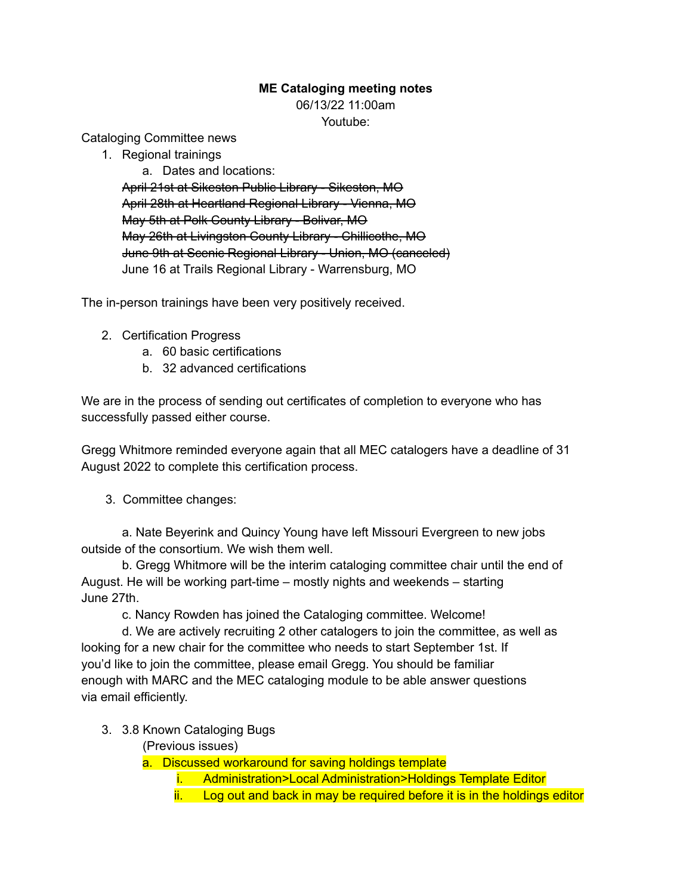**ME Cataloging meeting notes**

06/13/22 11:00am

Youtube:

Cataloging Committee news

1. Regional trainings
   a. Dates and locations:
   ~~April 21st at Sikeston Public Library - Sikeston, MO~~
   ~~April 28th at Heartland Regional Library - Vienna, MO~~
   ~~May 5th at Polk County Library - Bolivar, MO~~
   ~~May 26th at Livingston County Library - Chillicothe, MO~~
   ~~June 9th at Scenic Regional Library - Union, MO (canceled)~~
   June 16 at Trails Regional Library - Warrensburg, MO

The in-person trainings have been very positively received.

2. Certification Progress
   a. 60 basic certifications
   b. 32 advanced certifications

We are in the process of sending out certificates of completion to everyone who has successfully passed either course.

Gregg Whitmore reminded everyone again that all MEC catalogers have a deadline of 31 August 2022 to complete this certification process.

3. Committee changes:

   a. Nate Beyerink and Quincy Young have left Missouri Evergreen to new jobs outside of the consortium. We wish them well.
   b. Gregg Whitmore will be the interim cataloging committee chair until the end of August. He will be working part-time – mostly nights and weekends – starting June 27th.
   c. Nancy Rowden has joined the Cataloging committee. Welcome!
   d. We are actively recruiting 2 other catalogers to join the committee, as well as looking for a new chair for the committee who needs to start September 1st. If you'd like to join the committee, please email Gregg. You should be familiar enough with MARC and the MEC cataloging module to be able answer questions via email efficiently.

3. 3.8 Known Cataloging Bugs
   (Previous issues)
   a. Discussed workaround for saving holdings template
      i. Administration>Local Administration>Holdings Template Editor
      ii. Log out and back in may be required before it is in the holdings editor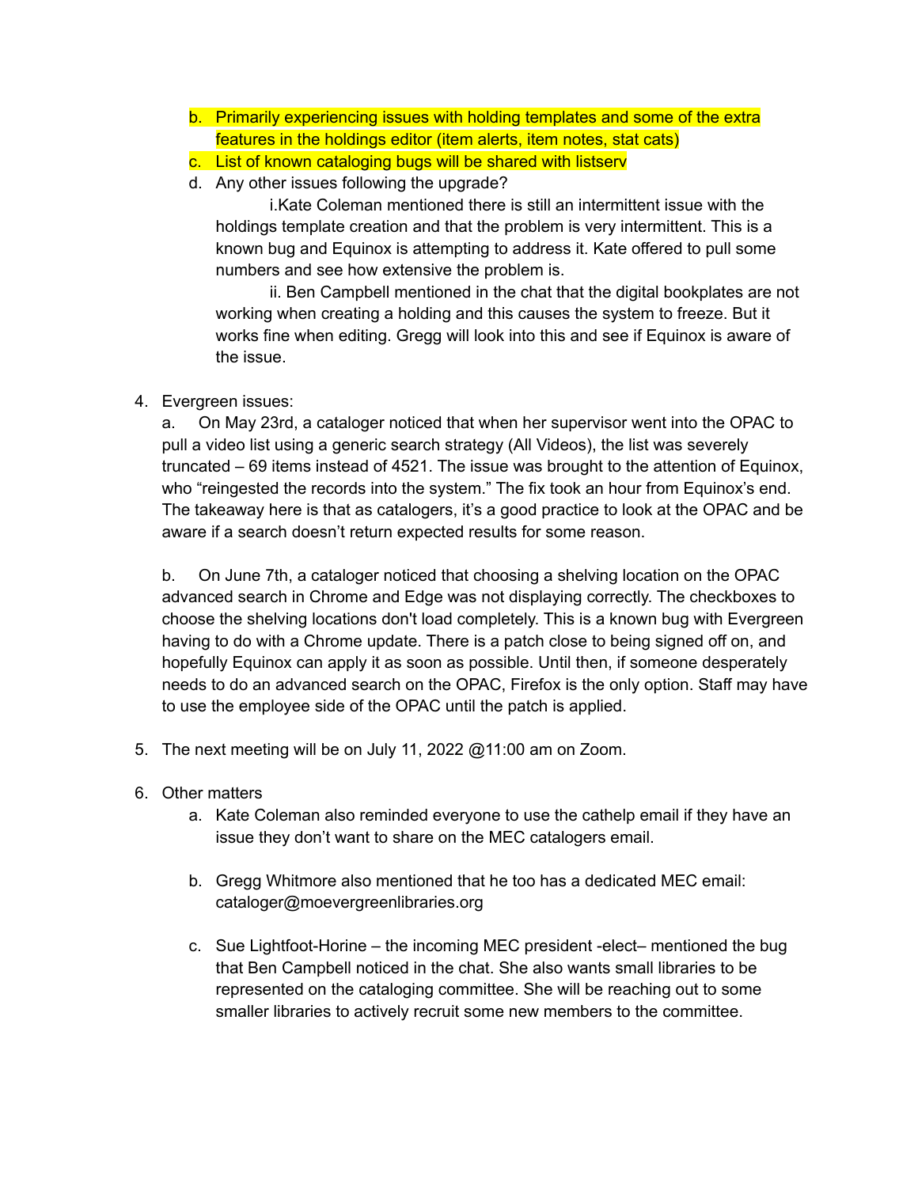b. Primarily experiencing issues with holding templates and some of the extra features in the holdings editor (item alerts, item notes, stat cats)
   c. List of known cataloging bugs will be shared with listserv
   d. Any other issues following the upgrade?
      i. Kate Coleman mentioned there is still an intermittent issue with the holdings template creation and that the problem is very intermittent. This is a known bug and Equinox is attempting to address it. Kate offered to pull some numbers and see how extensive the problem is.
      ii. Ben Campbell mentioned in the chat that the digital bookplates are not working when creating a holding and this causes the system to freeze. But it works fine when editing. Gregg will look into this and see if Equinox is aware of the issue.

4. Evergreen issues:
   a. On May 23rd, a cataloger noticed that when her supervisor went into the OPAC to pull a video list using a generic search strategy (All Videos), the list was severely truncated – 69 items instead of 4521. The issue was brought to the attention of Equinox, who "reingested the records into the system." The fix took an hour from Equinox's end. The takeaway here is that as catalogers, it's a good practice to look at the OPAC and be aware if a search doesn't return expected results for some reason.

   b. On June 7th, a cataloger noticed that choosing a shelving location on the OPAC advanced search in Chrome and Edge was not displaying correctly. The checkboxes to choose the shelving locations don't load completely. This is a known bug with Evergreen having to do with a Chrome update. There is a patch close to being signed off on, and hopefully Equinox can apply it as soon as possible. Until then, if someone desperately needs to do an advanced search on the OPAC, Firefox is the only option. Staff may have to use the employee side of the OPAC until the patch is applied.

5. The next meeting will be on July 11, 2022 @11:00 am on Zoom.

6. Other matters
   a. Kate Coleman also reminded everyone to use the cathelp email if they have an issue they don't want to share on the MEC catalogers email.

   b. Gregg Whitmore also mentioned that he too has a dedicated MEC email: cataloger@moevergreenlibraries.org

   c. Sue Lightfoot-Horine – the incoming MEC president -elect– mentioned the bug that Ben Campbell noticed in the chat. She also wants small libraries to be represented on the cataloging committee. She will be reaching out to some smaller libraries to actively recruit some new members to the committee.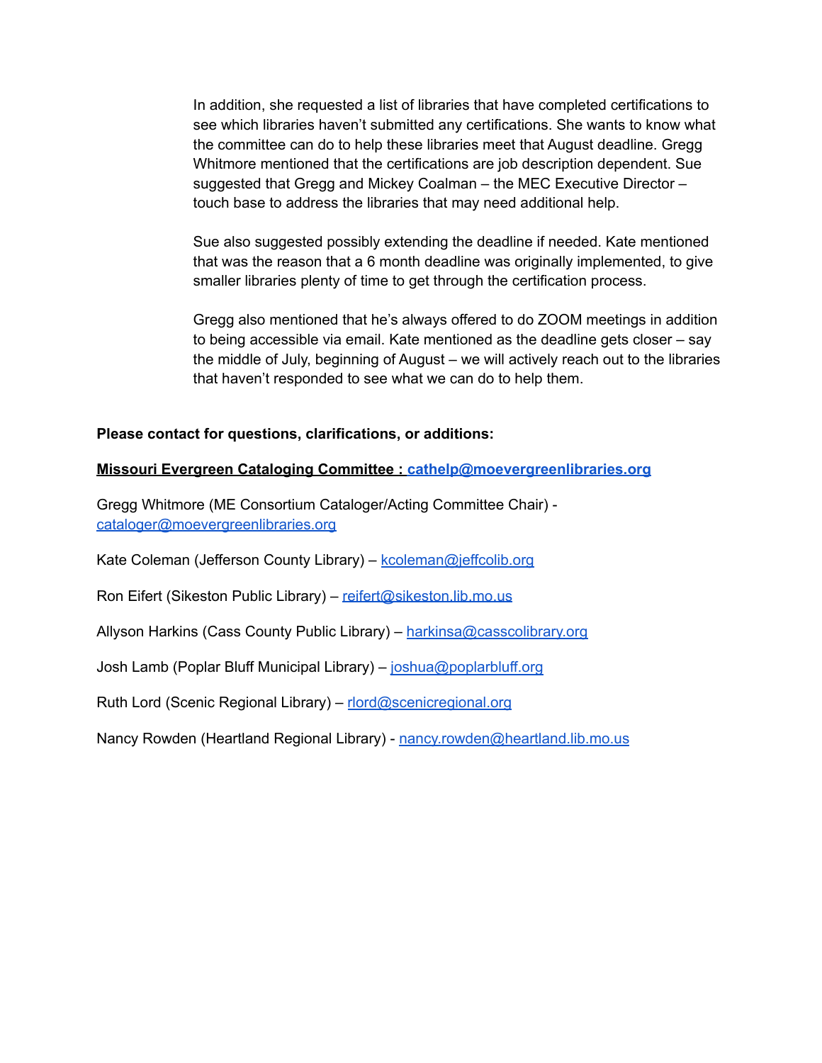In addition, she requested a list of libraries that have completed certifications to see which libraries haven't submitted any certifications. She wants to know what the committee can do to help these libraries meet that August deadline. Gregg Whitmore mentioned that the certifications are job description dependent. Sue suggested that Gregg and Mickey Coalman – the MEC Executive Director – touch base to address the libraries that may need additional help.

Sue also suggested possibly extending the deadline if needed. Kate mentioned that was the reason that a 6 month deadline was originally implemented, to give smaller libraries plenty of time to get through the certification process.

Gregg also mentioned that he's always offered to do ZOOM meetings in addition to being accessible via email. Kate mentioned as the deadline gets closer – say the middle of July, beginning of August – we will actively reach out to the libraries that haven't responded to see what we can do to help them.

**Please contact for questions, clarifications, or additions:**

**Missouri Evergreen Cataloging Committee : cathelp@moevergreenlibraries.org**

Gregg Whitmore (ME Consortium Cataloger/Acting Committee Chair) - cataloger@moevergreenlibraries.org

Kate Coleman (Jefferson County Library) – kcoleman@jeffcolib.org

Ron Eifert (Sikeston Public Library) – reifert@sikeston.lib.mo.us

Allyson Harkins (Cass County Public Library) – harkinsa@casscolibrary.org

Josh Lamb (Poplar Bluff Municipal Library) – joshua@poplarbluff.org

Ruth Lord (Scenic Regional Library) – rlord@scenicregional.org

Nancy Rowden (Heartland Regional Library) - nancy.rowden@heartland.lib.mo.us